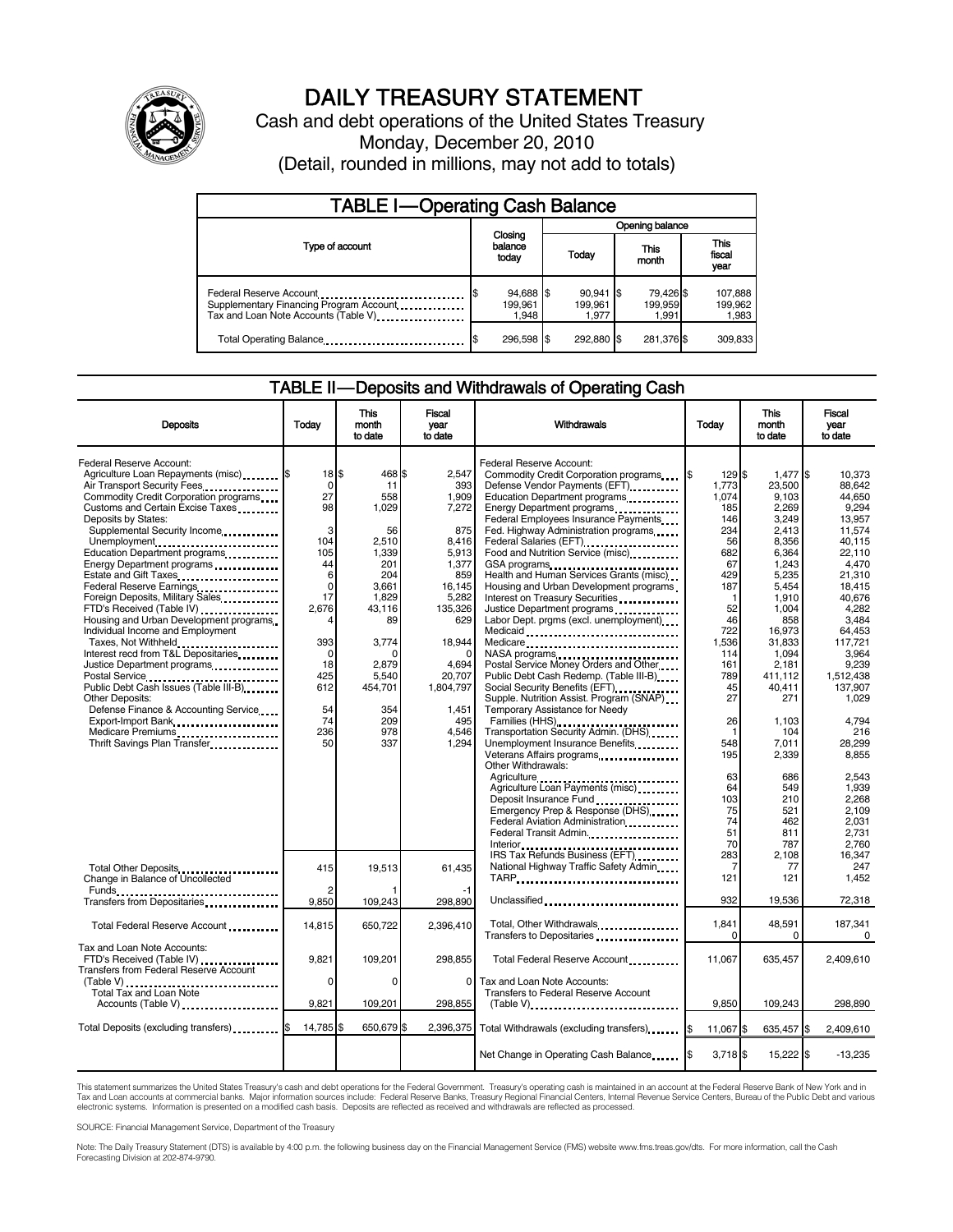# DAILY TREASURY STATEMENT

Cash and debt operations of the United States Treasury
Monday, December 20, 2010
(Detail, rounded in millions, may not add to totals)

## TABLE I—Operating Cash Balance

| Type of account | Closing balance today | Opening balance Today | Opening balance This month | Opening balance This fiscal year |
|---|---|---|---|---|
| Federal Reserve Account | $ 94,688 | $ 90,941 | $ 79,426 | $ 107,888 |
| Supplementary Financing Program Account | 199,961 | 199,961 | 199,959 | 199,962 |
| Tax and Loan Note Accounts (Table V) | 1,948 | 1,977 | 1,991 | 1,983 |
| Total Operating Balance | $ 296,598 | $ 292,880 | $ 281,376 | $ 309,833 |

## TABLE II—Deposits and Withdrawals of Operating Cash

| Deposits | Today | This month to date | Fiscal year to date |
|---|---|---|---|
| Federal Reserve Account: | | | |
| Agriculture Loan Repayments (misc) | $ 18 | $ 468 | $ 2,547 |
| Air Transport Security Fees | 0 | 11 | 393 |
| Commodity Credit Corporation programs | 27 | 558 | 1,909 |
| Customs and Certain Excise Taxes | 98 | 1,029 | 7,272 |
| Deposits by States: | | | |
| Supplemental Security Income | 3 | 56 | 875 |
| Unemployment | 104 | 2,510 | 8,416 |
| Education Department programs | 105 | 1,339 | 5,913 |
| Energy Department programs | 44 | 201 | 1,377 |
| Estate and Gift Taxes | 6 | 204 | 859 |
| Federal Reserve Earnings | 0 | 3,661 | 16,145 |
| Foreign Deposits, Military Sales | 17 | 1,829 | 5,282 |
| FTD's Received (Table IV) | 2,676 | 43,116 | 135,326 |
| Housing and Urban Development programs | 4 | 89 | 629 |
| Individual Income and Employment Taxes, Not Withheld | 393 | 3,774 | 18,944 |
| Interest recd from T&L Depositaries | 0 | 0 | 0 |
| Justice Department programs | 18 | 2,879 | 4,694 |
| Postal Service | 425 | 5,540 | 20,707 |
| Public Debt Cash Issues (Table III-B) | 612 | 454,701 | 1,804,797 |
| Other Deposits: | | | |
| Defense Finance & Accounting Service | 54 | 354 | 1,451 |
| Export-Import Bank | 74 | 209 | 495 |
| Medicare Premiums | 236 | 978 | 4,546 |
| Thrift Savings Plan Transfer | 50 | 337 | 1,294 |
| Total Other Deposits | 415 | 19,513 | 61,435 |
| Change in Balance of Uncollected Funds | 2 | 1 | -1 |
| Transfers from Depositaries | 9,850 | 109,243 | 298,890 |
| Total Federal Reserve Account | 14,815 | 650,722 | 2,396,410 |
| Tax and Loan Note Accounts: | | | |
| FTD's Received (Table IV) | 9,821 | 109,201 | 298,855 |
| Transfers from Federal Reserve Account (Table V) | 0 | 0 | 0 |
| Total Tax and Loan Note Accounts (Table V) | 9,821 | 109,201 | 298,855 |
| Total Deposits (excluding transfers) | $ 14,785 | $ 650,679 | $ 2,396,375 |

| Withdrawals | Today | This month to date | Fiscal year to date |
|---|---|---|---|
| Federal Reserve Account: | | | |
| Commodity Credit Corporation programs | $ 129 | $ 1,477 | $ 10,373 |
| Defense Vendor Payments (EFT) | 1,773 | 23,500 | 88,642 |
| Education Department programs | 1,074 | 9,103 | 44,650 |
| Energy Department programs | 185 | 2,269 | 9,294 |
| Federal Employees Insurance Payments | 146 | 3,249 | 13,957 |
| Fed. Highway Administration programs | 234 | 2,413 | 11,574 |
| Federal Salaries (EFT) | 56 | 8,356 | 40,115 |
| Food and Nutrition Service (misc) | 682 | 6,364 | 22,110 |
| GSA programs | 67 | 1,243 | 4,470 |
| Health and Human Services Grants (misc) | 429 | 5,235 | 21,310 |
| Housing and Urban Development programs | 187 | 5,454 | 18,415 |
| Interest on Treasury Securities | 1 | 1,910 | 40,676 |
| Justice Department programs | 52 | 1,004 | 4,282 |
| Labor Dept. prgms (excl. unemployment) | 46 | 858 | 3,484 |
| Medicaid | 722 | 16,973 | 64,453 |
| Medicare | 1,536 | 31,833 | 117,721 |
| NASA programs | 114 | 1,094 | 3,964 |
| Postal Service Money Orders and Other | 161 | 2,181 | 9,239 |
| Public Debt Cash Redemp. (Table III-B) | 789 | 411,112 | 1,512,438 |
| Social Security Benefits (EFT) | 45 | 40,411 | 137,907 |
| Supple. Nutrition Assist. Program (SNAP) | 27 | 271 | 1,029 |
| Temporary Assistance for Needy Families (HHS) | 26 | 1,103 | 4,794 |
| Transportation Security Admin. (DHS) | 1 | 104 | 216 |
| Unemployment Insurance Benefits | 548 | 7,011 | 28,299 |
| Veterans Affairs programs | 195 | 2,339 | 8,855 |
| Other Withdrawals: | | | |
| Agriculture | 63 | 686 | 2,543 |
| Agriculture Loan Payments (misc) | 64 | 549 | 1,939 |
| Deposit Insurance Fund | 103 | 210 | 2,268 |
| Emergency Prep & Response (DHS) | 75 | 521 | 2,109 |
| Federal Aviation Administration | 74 | 462 | 2,031 |
| Federal Transit Admin. | 51 | 811 | 2,731 |
| Interior | 70 | 787 | 2,760 |
| IRS Tax Refunds Business (EFT) | 283 | 2,108 | 16,347 |
| National Highway Traffic Safety Admin | 7 | 77 | 247 |
| TARP | 121 | 121 | 1,452 |
| Unclassified | 932 | 19,536 | 72,318 |
| Total, Other Withdrawals | 1,841 | 48,591 | 187,341 |
| Transfers to Depositaries | 0 | 0 | 0 |
| Total Federal Reserve Account | 11,067 | 635,457 | 2,409,610 |
| Tax and Loan Note Accounts: | | | |
| Transfers to Federal Reserve Account (Table V) | 9,850 | 109,243 | 298,890 |
| Total Withdrawals (excluding transfers) | $ 11,067 | $ 635,457 | $ 2,409,610 |
| Net Change in Operating Cash Balance | $ 3,718 | $ 15,222 | $ -13,235 |

This statement summarizes the United States Treasury's cash and debt operations for the Federal Government. Treasury's operating cash is maintained in an account at the Federal Reserve Bank of New York and in Tax and Loan accounts at commercial banks. Major information sources include: Federal Reserve Banks, Treasury Regional Financial Centers, Internal Revenue Service Centers, Bureau of the Public Debt and various electronic systems. Information is presented on a modified cash basis. Deposits are reflected as received and withdrawals are reflected as processed.

SOURCE: Financial Management Service, Department of the Treasury

Note: The Daily Treasury Statement (DTS) is available by 4:00 p.m. the following business day on the Financial Management Service (FMS) website www.fms.treas.gov/dts. For more information, call the Cash Forecasting Division at 202-874-9790.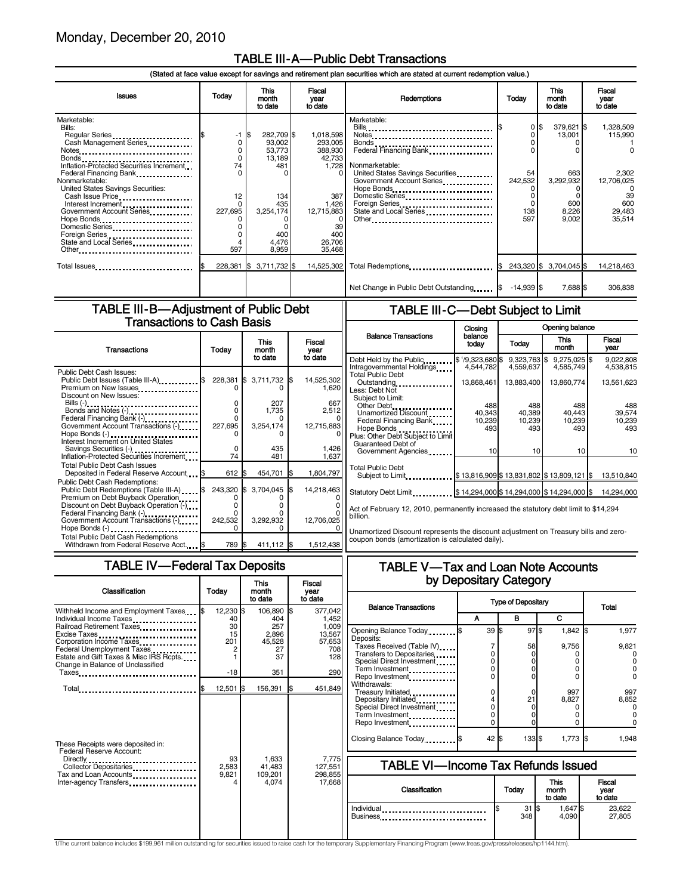Monday, December 20, 2010

## TABLE III-A—Public Debt Transactions

(Stated at face value except for savings and retirement plan securities which are stated at current redemption value.)

| Issues | Today | This month to date | Fiscal year to date |
|---|---|---|---|
| Marketable: | | | |
| Bills: | | | |
| Regular Series | $ -1 | $ 282,709 | $ 1,018,598 |
| Cash Management Series | 0 | 93,002 | 293,005 |
| Notes | 0 | 53,773 | 388,930 |
| Bonds | 0 | 13,189 | 42,733 |
| Inflation-Protected Securities Increment | 74 | 481 | 1,728 |
| Federal Financing Bank | 0 | 0 | 0 |
| Nonmarketable: | | | |
| United States Savings Securities: | | | |
| Cash Issue Price | 12 | 134 | 387 |
| Interest Increment | 0 | 435 | 1,426 |
| Government Account Series | 227,695 | 3,254,174 | 12,715,883 |
| Hope Bonds | 0 | 0 | 0 |
| Domestic Series | 0 | 0 | 39 |
| Foreign Series | 0 | 400 | 400 |
| State and Local Series | 4 | 4,476 | 26,706 |
| Other | 597 | 8,959 | 35,468 |
| Total Issues | $ 228,381 | $ 3,711,732 | $ 14,525,302 |

| Redemptions | Today | This month to date | Fiscal year to date |
|---|---|---|---|
| Marketable: | | | |
| Bills | $ 0 | $ 379,621 | $ 1,328,509 |
| Notes | 0 | 13,001 | 115,990 |
| Bonds | 0 | 0 | 1 |
| Federal Financing Bank | 0 | 0 | 0 |
| Nonmarketable: | | | |
| United States Savings Securities | 54 | 663 | 2,302 |
| Government Account Series | 242,532 | 3,292,932 | 12,706,025 |
| Hope Bonds | 0 | 0 | 0 |
| Domestic Series | 0 | 0 | 39 |
| Foreign Series | 0 | 600 | 600 |
| State and Local Series | 138 | 8,226 | 29,483 |
| Other | 597 | 9,002 | 35,514 |
| Total Redemptions | $ 243,320 | $ 3,704,045 | $ 14,218,463 |
| Net Change in Public Debt Outstanding | $ -14,939 | $ 7,688 | $ 306,838 |

## TABLE III-B—Adjustment of Public Debt Transactions to Cash Basis

| Transactions | Today | This month to date | Fiscal year to date |
|---|---|---|---|
| Public Debt Cash Issues: | | | |
| Public Debt Issues (Table III-A) | $ 228,381 | $ 3,711,732 | $ 14,525,302 |
| Premium on New Issues | 0 | 0 | 1,620 |
| Discount on New Issues: | | | |
| Bills (-) | 0 | 207 | 667 |
| Bonds and Notes (-) | 0 | 1,735 | 2,512 |
| Federal Financing Bank (-) | 0 | 0 | 0 |
| Government Account Transactions (-) | 227,695 | 3,254,174 | 12,715,883 |
| Hope Bonds (-) | 0 | 0 | 0 |
| Interest Increment on United States Savings Securities (-) | 0 | 435 | 1,426 |
| Inflation-Protected Securities Increment | 74 | 481 | 1,637 |
| Total Public Debt Cash Issues Deposited in Federal Reserve Account | $ 612 | $ 454,701 | $ 1,804,797 |
| Public Debt Cash Redemptions: | | | |
| Public Debt Redemptions (Table III-A) | $ 243,320 | $ 3,704,045 | $ 14,218,463 |
| Premium on Debt Buyback Operation | 0 | 0 | 0 |
| Discount on Debt Buyback Operation (-) | 0 | 0 | 0 |
| Federal Financing Bank (-) | 0 | 0 | 0 |
| Government Account Transactions (-) | 242,532 | 3,292,932 | 12,706,025 |
| Hope Bonds (-) | 0 | 0 | 0 |
| Total Public Debt Cash Redemptions Withdrawn from Federal Reserve Acct. | $ 789 | $ 411,112 | $ 1,512,438 |

## TABLE III-C—Debt Subject to Limit

| Balance Transactions | Closing balance today | Opening balance Today | Opening balance This month | Opening balance Fiscal year |
|---|---|---|---|---|
| Debt Held by the Public | $ [1]9,323,680 | $ 9,323,763 | $ 9,275,025 | $ 9,022,808 |
| Intragovernmental Holdings | 4,544,782 | 4,559,637 | 4,585,749 | 4,538,815 |
| Total Public Debt Outstanding | 13,868,461 | 13,883,400 | 13,860,774 | 13,561,623 |
| Less: Debt Not Subject to Limit: | | | | |
| Other Debt | 488 | 488 | 488 | 488 |
| Unamortized Discount | 40,343 | 40,389 | 40,443 | 39,574 |
| Federal Financing Bank | 10,239 | 10,239 | 10,239 | 10,239 |
| Hope Bonds | 493 | 493 | 493 | 493 |
| Plus: Other Debt Subject to Limit | | | | |
| Guaranteed Debt of Government Agencies | 10 | 10 | 10 | 10 |
| Total Public Debt Subject to Limit | $ 13,816,909 | $ 13,831,802 | $ 13,809,121 | $ 13,510,840 |
| Statutory Debt Limit | $ 14,294,000 | $ 14,294,000 | $ 14,294,000 | $ 14,294,000 |

Act of February 12, 2010, permanently increased the statutory debt limit to $14,294 billion.

Unamortized Discount represents the discount adjustment on Treasury bills and zero-coupon bonds (amortization is calculated daily).

## TABLE IV—Federal Tax Deposits

| Classification | Today | This month to date | Fiscal year to date |
|---|---|---|---|
| Withheld Income and Employment Taxes | $ 12,230 | $ 106,890 | $ 377,042 |
| Individual Income Taxes | 40 | 404 | 1,452 |
| Railroad Retirement Taxes | 30 | 257 | 1,009 |
| Excise Taxes | 15 | 2,896 | 13,567 |
| Corporation Income Taxes | 201 | 45,528 | 57,653 |
| Federal Unemployment Taxes | 2 | 27 | 708 |
| Estate and Gift Taxes & Misc IRS Rcpts. | 1 | 37 | 128 |
| Change in Balance of Unclassified Taxes | -18 | 351 | 290 |
| Total | $ 12,501 | $ 156,391 | $ 451,849 |
| These Receipts were deposited in: | | | |
| Federal Reserve Account: | | | |
| Directly | 93 | 1,633 | 7,775 |
| Collector Depositaries | 2,583 | 41,483 | 127,551 |
| Tax and Loan Accounts | 9,821 | 109,201 | 298,855 |
| Inter-agency Transfers | 4 | 4,074 | 17,668 |

## TABLE V—Tax and Loan Note Accounts by Depositary Category

| Balance Transactions | Type of Depositary A | Type of Depositary B | Type of Depositary C | Total |
|---|---|---|---|---|
| Opening Balance Today | $ 39 | $ 97 | $ 1,842 | $ 1,977 |
| Deposits: | | | | |
| Taxes Received (Table IV) | 7 | 58 | 9,756 | 9,821 |
| Transfers to Depositaries | 0 | 0 | 0 | 0 |
| Special Direct Investment | 0 | 0 | 0 | 0 |
| Term Investment | 0 | 0 | 0 | 0 |
| Repo Investment | 0 | 0 | 0 | 0 |
| Withdrawals: | | | | |
| Treasury Initiated | 0 | 0 | 997 | 997 |
| Depositary Initiated | 4 | 21 | 8,827 | 8,852 |
| Special Direct Investment | 0 | 0 | 0 | 0 |
| Term Investment | 0 | 0 | 0 | 0 |
| Repo Investment | 0 | 0 | 0 | 0 |
| Closing Balance Today | $ 42 | $ 133 | $ 1,773 | $ 1,948 |

## TABLE VI—Income Tax Refunds Issued

| Classification | Today | This month to date | Fiscal year to date |
|---|---|---|---|
| Individual | $ 31 | $ 1,647 | $ 23,622 |
| Business | 348 | 4,090 | 27,805 |

1/The current balance includes $199,961 million outstanding for securities issued to raise cash for the temporary Supplementary Financing Program (www.treas.gov/press/releases/hp1144.htm).